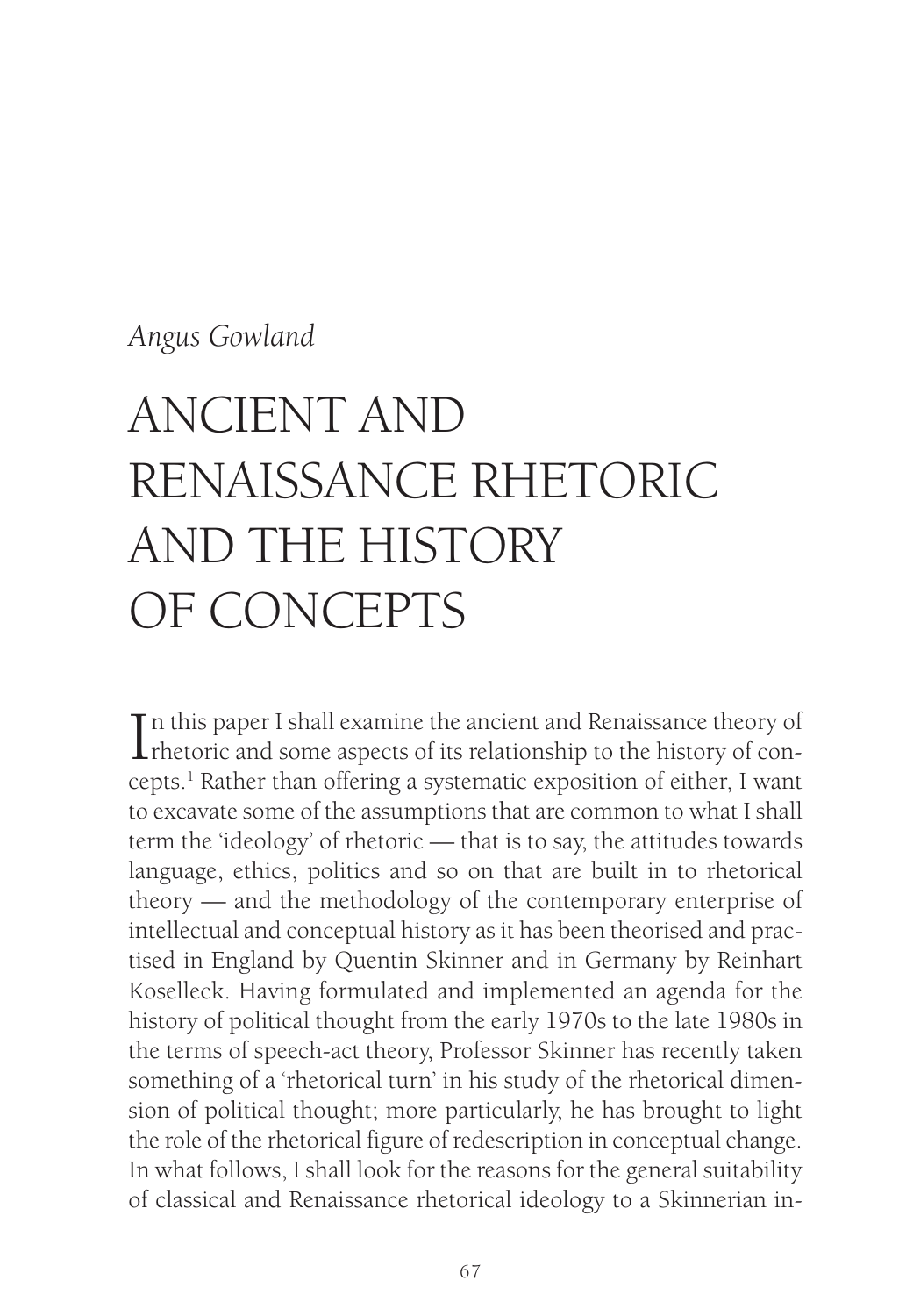*Angus Gowland*

# ANCIENT AND RENAISSANCE RHETORIC AND THE HISTORY OF CONCEPTS

In this paper I shall examine the ancient and Renaissance theory of rhetoric and some aspects of its relationship to the history of concepts.[1] Rather than offering a systematic exposition of either, I want to excavate some of the assumptions that are common to what I shall term the 'ideology' of rhetoric — that is to say, the attitudes towards language, ethics, politics and so on that are built in to rhetorical theory — and the methodology of the contemporary enterprise of intellectual and conceptual history as it has been theorised and practised in England by Quentin Skinner and in Germany by Reinhart Koselleck. Having formulated and implemented an agenda for the history of political thought from the early 1970s to the late 1980s in the terms of speech-act theory, Professor Skinner has recently taken something of a 'rhetorical turn' in his study of the rhetorical dimension of political thought; more particularly, he has brought to light the role of the rhetorical figure of redescription in conceptual change. In what follows, I shall look for the reasons for the general suitability of classical and Renaissance rhetorical ideology to a Skinnerian in-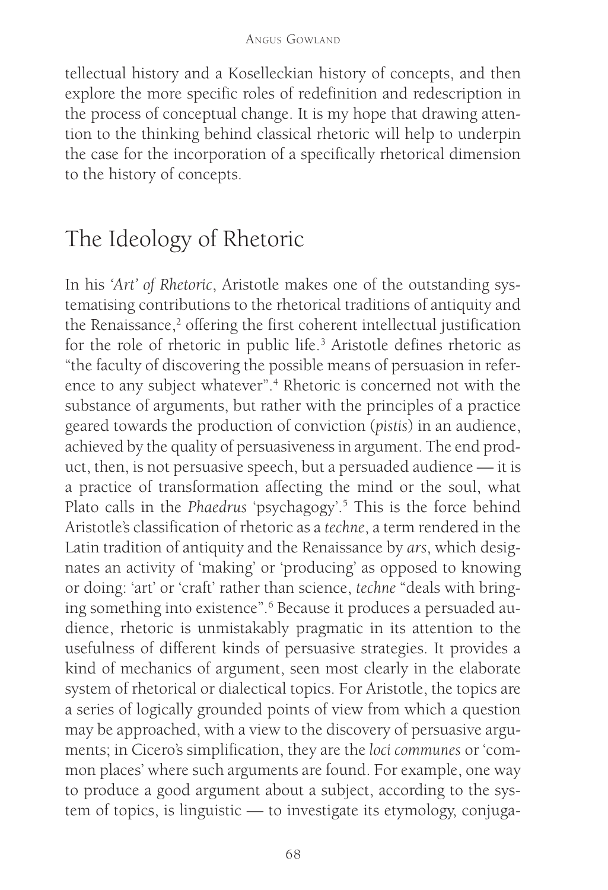tellectual history and a Koselleckian history of concepts, and then explore the more specific roles of redefinition and redescription in the process of conceptual change. It is my hope that drawing attention to the thinking behind classical rhetoric will help to underpin the case for the incorporation of a specifically rhetorical dimension to the history of concepts.

## The Ideology of Rhetoric

In his *'Art' of Rhetoric*, Aristotle makes one of the outstanding systematising contributions to the rhetorical traditions of antiquity and the Renaissance,[2] offering the first coherent intellectual justification for the role of rhetoric in public life.[3] Aristotle defines rhetoric as "the faculty of discovering the possible means of persuasion in reference to any subject whatever".[4] Rhetoric is concerned not with the substance of arguments, but rather with the principles of a practice geared towards the production of conviction (*pistis*) in an audience, achieved by the quality of persuasiveness in argument. The end product, then, is not persuasive speech, but a persuaded audience — it is a practice of transformation affecting the mind or the soul, what Plato calls in the *Phaedrus* 'psychagogy'.[5] This is the force behind Aristotle's classification of rhetoric as a *techne*, a term rendered in the Latin tradition of antiquity and the Renaissance by *ars*, which designates an activity of 'making' or 'producing' as opposed to knowing or doing: 'art' or 'craft' rather than science, *techne* "deals with bringing something into existence".[6] Because it produces a persuaded audience, rhetoric is unmistakably pragmatic in its attention to the usefulness of different kinds of persuasive strategies. It provides a kind of mechanics of argument, seen most clearly in the elaborate system of rhetorical or dialectical topics. For Aristotle, the topics are a series of logically grounded points of view from which a question may be approached, with a view to the discovery of persuasive arguments; in Cicero's simplification, they are the *loci communes* or 'common places' where such arguments are found. For example, one way to produce a good argument about a subject, according to the system of topics, is linguistic — to investigate its etymology, conjuga-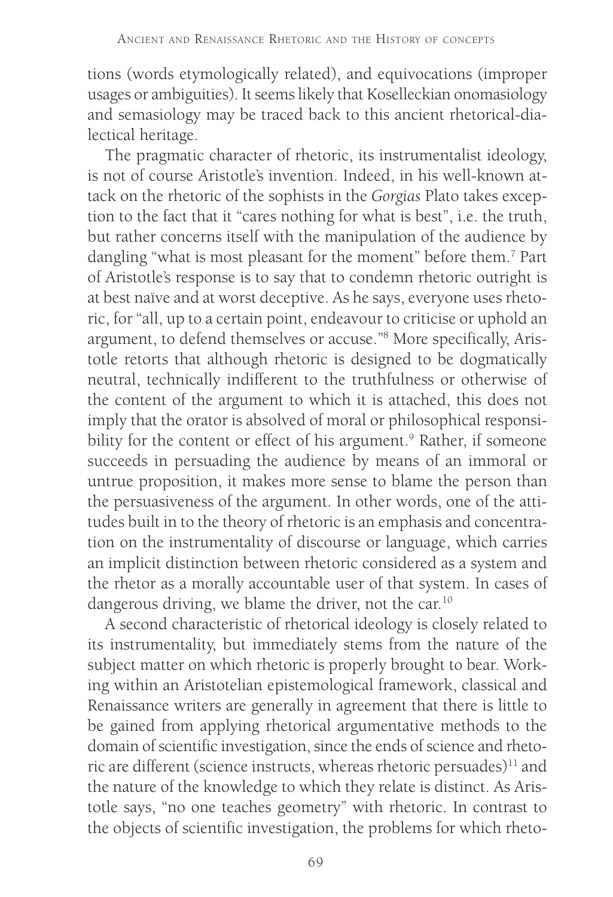tions (words etymologically related), and equivocations (improper usages or ambiguities). It seems likely that Koselleckian onomasiology and semasiology may be traced back to this ancient rhetorical-dialectical heritage.

The pragmatic character of rhetoric, its instrumentalist ideology, is not of course Aristotle's invention. Indeed, in his well-known attack on the rhetoric of the sophists in the *Gorgias* Plato takes exception to the fact that it "cares nothing for what is best", i.e. the truth, but rather concerns itself with the manipulation of the audience by dangling "what is most pleasant for the moment" before them.[7] Part of Aristotle's response is to say that to condemn rhetoric outright is at best naïve and at worst deceptive. As he says, everyone uses rhetoric, for "all, up to a certain point, endeavour to criticise or uphold an argument, to defend themselves or accuse."[8] More specifically, Aristotle retorts that although rhetoric is designed to be dogmatically neutral, technically indifferent to the truthfulness or otherwise of the content of the argument to which it is attached, this does not imply that the orator is absolved of moral or philosophical responsibility for the content or effect of his argument.[9] Rather, if someone succeeds in persuading the audience by means of an immoral or untrue proposition, it makes more sense to blame the person than the persuasiveness of the argument. In other words, one of the attitudes built in to the theory of rhetoric is an emphasis and concentration on the instrumentality of discourse or language, which carries an implicit distinction between rhetoric considered as a system and the rhetor as a morally accountable user of that system. In cases of dangerous driving, we blame the driver, not the car.[10]

A second characteristic of rhetorical ideology is closely related to its instrumentality, but immediately stems from the nature of the subject matter on which rhetoric is properly brought to bear. Working within an Aristotelian epistemological framework, classical and Renaissance writers are generally in agreement that there is little to be gained from applying rhetorical argumentative methods to the domain of scientific investigation, since the ends of science and rhetoric are different (science instructs, whereas rhetoric persuades)[11] and the nature of the knowledge to which they relate is distinct. As Aristotle says, "no one teaches geometry" with rhetoric. In contrast to the objects of scientific investigation, the problems for which rheto-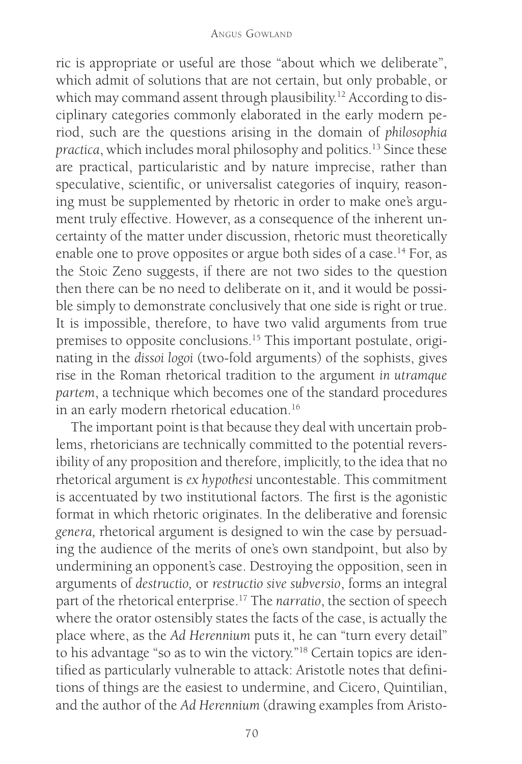ric is appropriate or useful are those "about which we deliberate", which admit of solutions that are not certain, but only probable, or which may command assent through plausibility.[12] According to disciplinary categories commonly elaborated in the early modern period, such are the questions arising in the domain of *philosophia practica*, which includes moral philosophy and politics.[13] Since these are practical, particularistic and by nature imprecise, rather than speculative, scientific, or universalist categories of inquiry, reasoning must be supplemented by rhetoric in order to make one's argument truly effective. However, as a consequence of the inherent uncertainty of the matter under discussion, rhetoric must theoretically enable one to prove opposites or argue both sides of a case.[14] For, as the Stoic Zeno suggests, if there are not two sides to the question then there can be no need to deliberate on it, and it would be possible simply to demonstrate conclusively that one side is right or true. It is impossible, therefore, to have two valid arguments from true premises to opposite conclusions.[15] This important postulate, originating in the *dissoi logoi* (two-fold arguments) of the sophists, gives rise in the Roman rhetorical tradition to the argument *in utramque partem*, a technique which becomes one of the standard procedures in an early modern rhetorical education.[16]

The important point is that because they deal with uncertain problems, rhetoricians are technically committed to the potential reversibility of any proposition and therefore, implicitly, to the idea that no rhetorical argument is *ex hypothesi* uncontestable. This commitment is accentuated by two institutional factors. The first is the agonistic format in which rhetoric originates. In the deliberative and forensic *genera,* rhetorical argument is designed to win the case by persuading the audience of the merits of one's own standpoint, but also by undermining an opponent's case. Destroying the opposition, seen in arguments of *destructio,* or *restructio sive subversio*, forms an integral part of the rhetorical enterprise.[17] The *narratio*, the section of speech where the orator ostensibly states the facts of the case, is actually the place where, as the *Ad Herennium* puts it, he can "turn every detail" to his advantage "so as to win the victory."[18] Certain topics are identified as particularly vulnerable to attack: Aristotle notes that definitions of things are the easiest to undermine, and Cicero, Quintilian, and the author of the *Ad Herennium* (drawing examples from Aristo-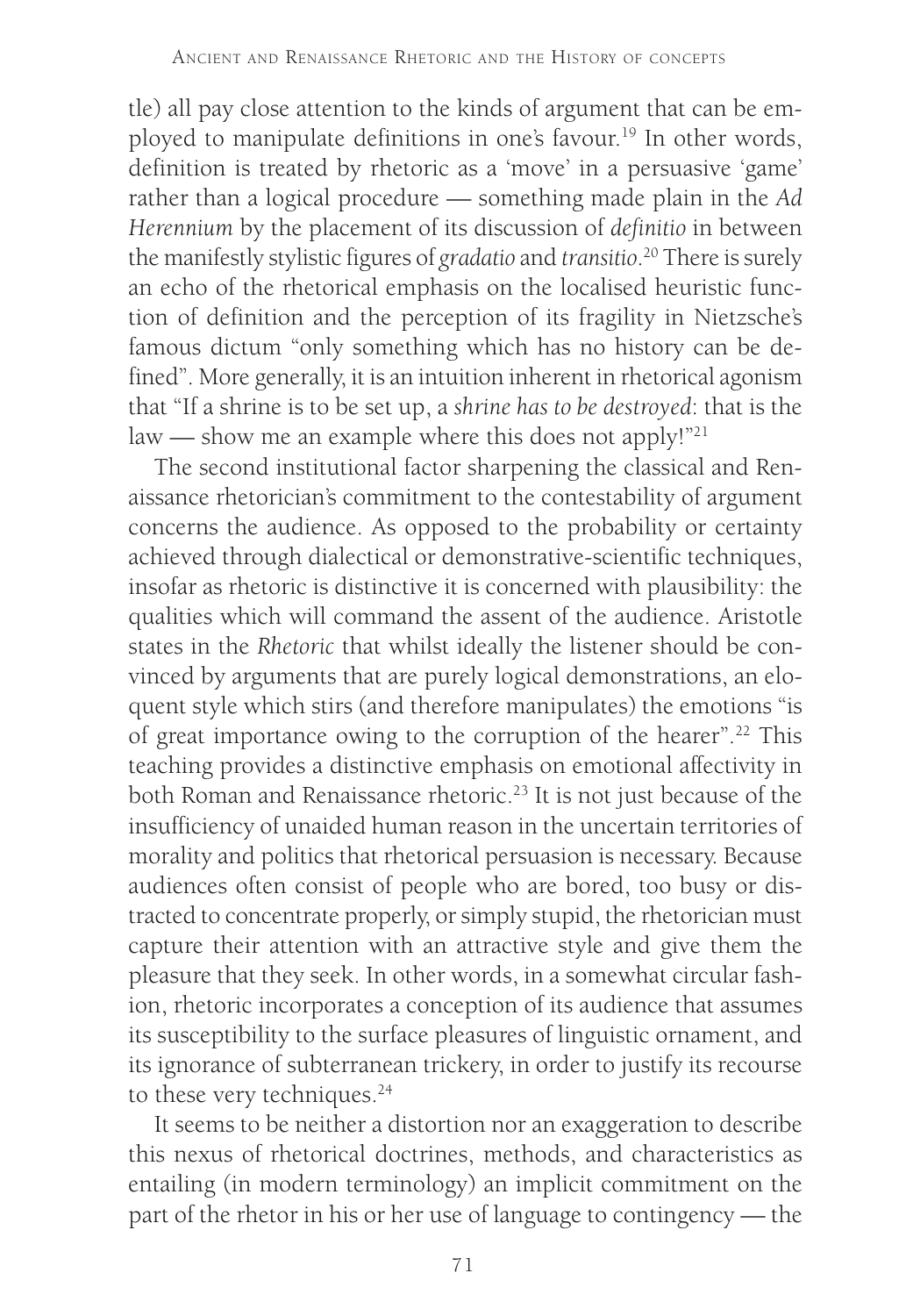tle) all pay close attention to the kinds of argument that can be employed to manipulate definitions in one's favour.[19] In other words, definition is treated by rhetoric as a 'move' in a persuasive 'game' rather than a logical procedure — something made plain in the *Ad Herennium* by the placement of its discussion of *definitio* in between the manifestly stylistic figures of *gradatio* and *transitio*.[20] There is surely an echo of the rhetorical emphasis on the localised heuristic function of definition and the perception of its fragility in Nietzsche's famous dictum "only something which has no history can be defined". More generally, it is an intuition inherent in rhetorical agonism that "If a shrine is to be set up, a *shrine has to be destroyed*: that is the law — show me an example where this does not apply!"[21]

The second institutional factor sharpening the classical and Renaissance rhetorician's commitment to the contestability of argument concerns the audience. As opposed to the probability or certainty achieved through dialectical or demonstrative-scientific techniques, insofar as rhetoric is distinctive it is concerned with plausibility: the qualities which will command the assent of the audience. Aristotle states in the *Rhetoric* that whilst ideally the listener should be convinced by arguments that are purely logical demonstrations, an eloquent style which stirs (and therefore manipulates) the emotions "is of great importance owing to the corruption of the hearer".[22] This teaching provides a distinctive emphasis on emotional affectivity in both Roman and Renaissance rhetoric.[23] It is not just because of the insufficiency of unaided human reason in the uncertain territories of morality and politics that rhetorical persuasion is necessary. Because audiences often consist of people who are bored, too busy or distracted to concentrate properly, or simply stupid, the rhetorician must capture their attention with an attractive style and give them the pleasure that they seek. In other words, in a somewhat circular fashion, rhetoric incorporates a conception of its audience that assumes its susceptibility to the surface pleasures of linguistic ornament, and its ignorance of subterranean trickery, in order to justify its recourse to these very techniques.[24]

It seems to be neither a distortion nor an exaggeration to describe this nexus of rhetorical doctrines, methods, and characteristics as entailing (in modern terminology) an implicit commitment on the part of the rhetor in his or her use of language to contingency — the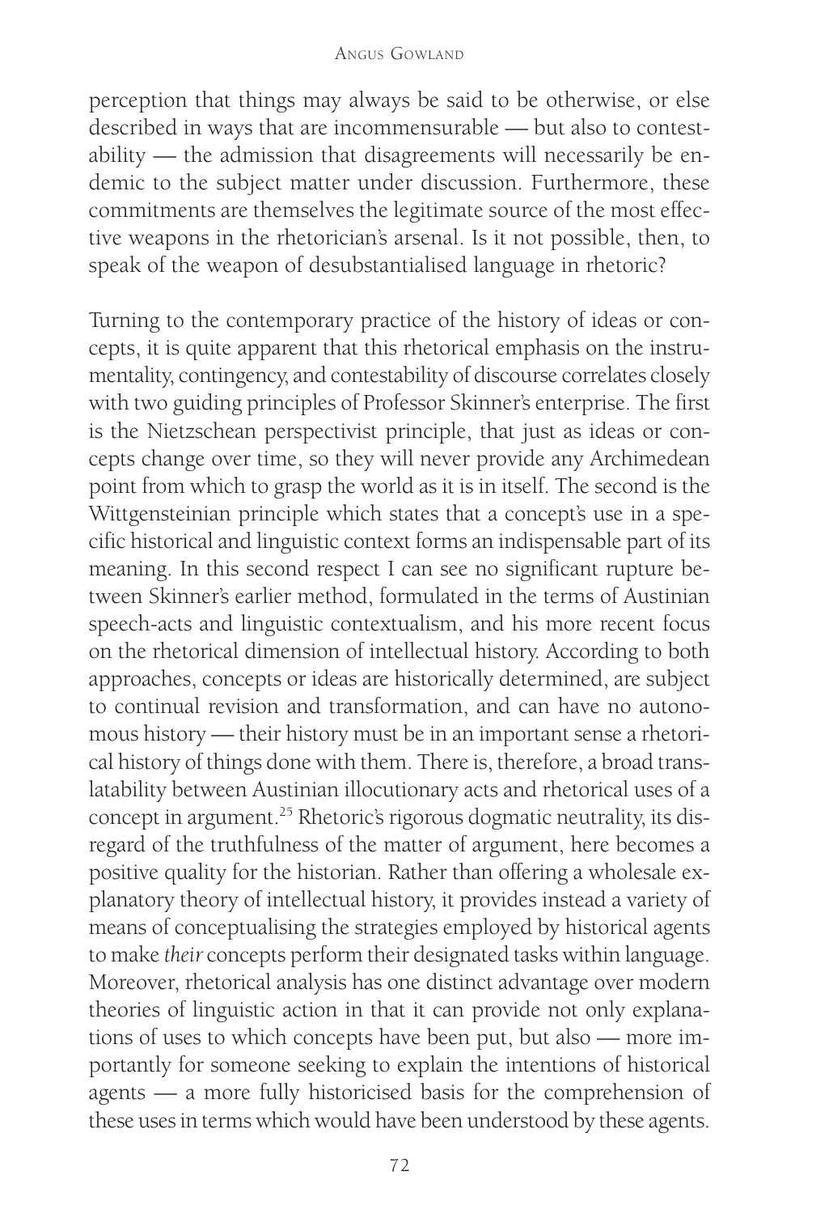perception that things may always be said to be otherwise, or else described in ways that are incommensurable — but also to contestability — the admission that disagreements will necessarily be endemic to the subject matter under discussion. Furthermore, these commitments are themselves the legitimate source of the most effective weapons in the rhetorician's arsenal. Is it not possible, then, to speak of the weapon of desubstantialised language in rhetoric?

Turning to the contemporary practice of the history of ideas or concepts, it is quite apparent that this rhetorical emphasis on the instrumentality, contingency, and contestability of discourse correlates closely with two guiding principles of Professor Skinner's enterprise. The first is the Nietzschean perspectivist principle, that just as ideas or concepts change over time, so they will never provide any Archimedean point from which to grasp the world as it is in itself. The second is the Wittgensteinian principle which states that a concept's use in a specific historical and linguistic context forms an indispensable part of its meaning. In this second respect I can see no significant rupture between Skinner's earlier method, formulated in the terms of Austinian speech-acts and linguistic contextualism, and his more recent focus on the rhetorical dimension of intellectual history. According to both approaches, concepts or ideas are historically determined, are subject to continual revision and transformation, and can have no autonomous history — their history must be in an important sense a rhetorical history of things done with them. There is, therefore, a broad translatability between Austinian illocutionary acts and rhetorical uses of a concept in argument.[25] Rhetoric's rigorous dogmatic neutrality, its disregard of the truthfulness of the matter of argument, here becomes a positive quality for the historian. Rather than offering a wholesale explanatory theory of intellectual history, it provides instead a variety of means of conceptualising the strategies employed by historical agents to make *their* concepts perform their designated tasks within language. Moreover, rhetorical analysis has one distinct advantage over modern theories of linguistic action in that it can provide not only explanations of uses to which concepts have been put, but also — more importantly for someone seeking to explain the intentions of historical agents — a more fully historicised basis for the comprehension of these uses in terms which would have been understood by these agents.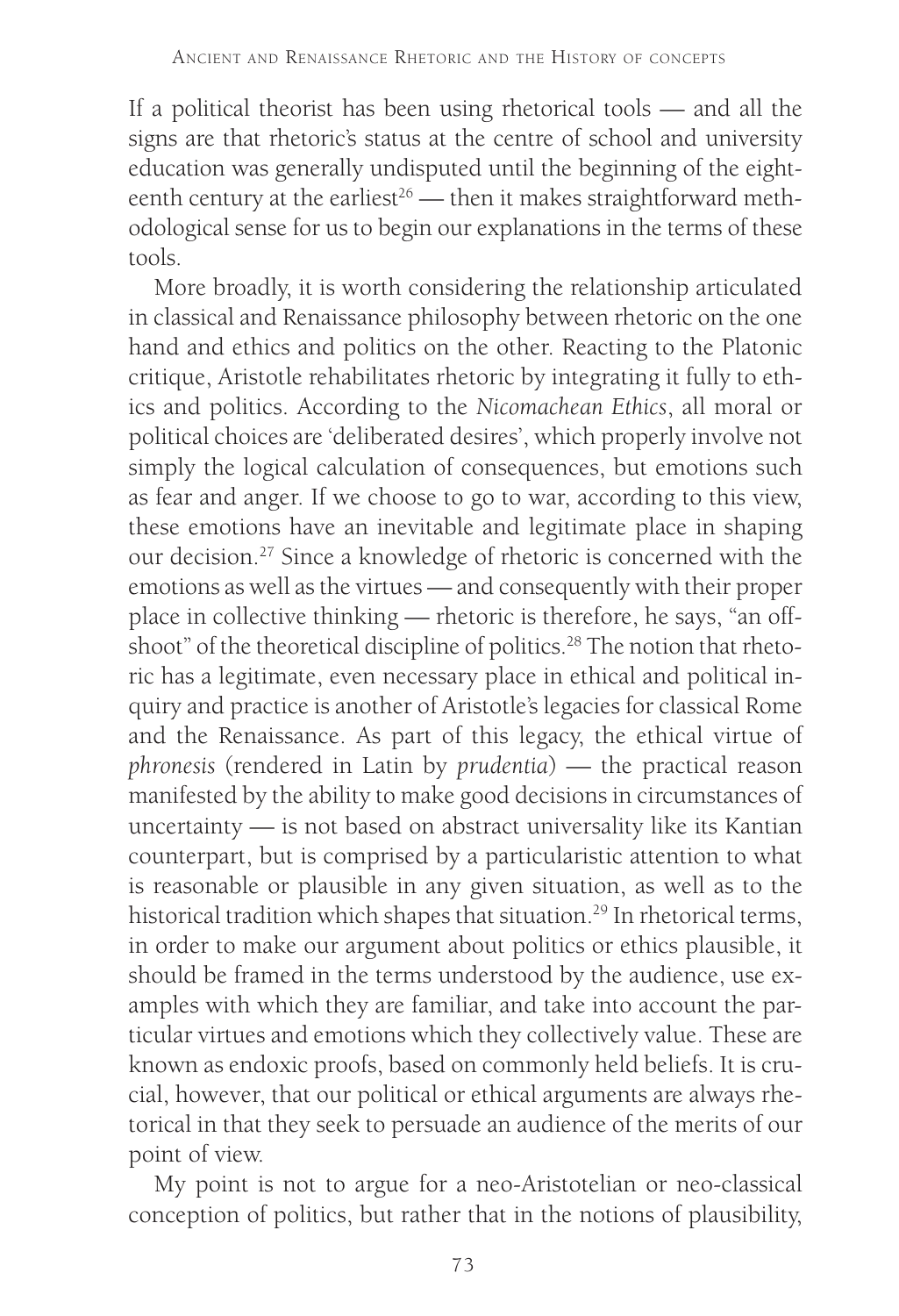If a political theorist has been using rhetorical tools — and all the signs are that rhetoric's status at the centre of school and university education was generally undisputed until the beginning of the eighteenth century at the earliest[26] — then it makes straightforward methodological sense for us to begin our explanations in the terms of these tools.

More broadly, it is worth considering the relationship articulated in classical and Renaissance philosophy between rhetoric on the one hand and ethics and politics on the other. Reacting to the Platonic critique, Aristotle rehabilitates rhetoric by integrating it fully to ethics and politics. According to the *Nicomachean Ethics*, all moral or political choices are 'deliberated desires', which properly involve not simply the logical calculation of consequences, but emotions such as fear and anger. If we choose to go to war, according to this view, these emotions have an inevitable and legitimate place in shaping our decision.[27] Since a knowledge of rhetoric is concerned with the emotions as well as the virtues — and consequently with their proper place in collective thinking — rhetoric is therefore, he says, "an offshoot" of the theoretical discipline of politics.[28] The notion that rhetoric has a legitimate, even necessary place in ethical and political inquiry and practice is another of Aristotle's legacies for classical Rome and the Renaissance. As part of this legacy, the ethical virtue of *phronesis* (rendered in Latin by *prudentia*) — the practical reason manifested by the ability to make good decisions in circumstances of uncertainty — is not based on abstract universality like its Kantian counterpart, but is comprised by a particularistic attention to what is reasonable or plausible in any given situation, as well as to the historical tradition which shapes that situation.[29] In rhetorical terms, in order to make our argument about politics or ethics plausible, it should be framed in the terms understood by the audience, use examples with which they are familiar, and take into account the particular virtues and emotions which they collectively value. These are known as endoxic proofs, based on commonly held beliefs. It is crucial, however, that our political or ethical arguments are always rhetorical in that they seek to persuade an audience of the merits of our point of view.

My point is not to argue for a neo-Aristotelian or neo-classical conception of politics, but rather that in the notions of plausibility,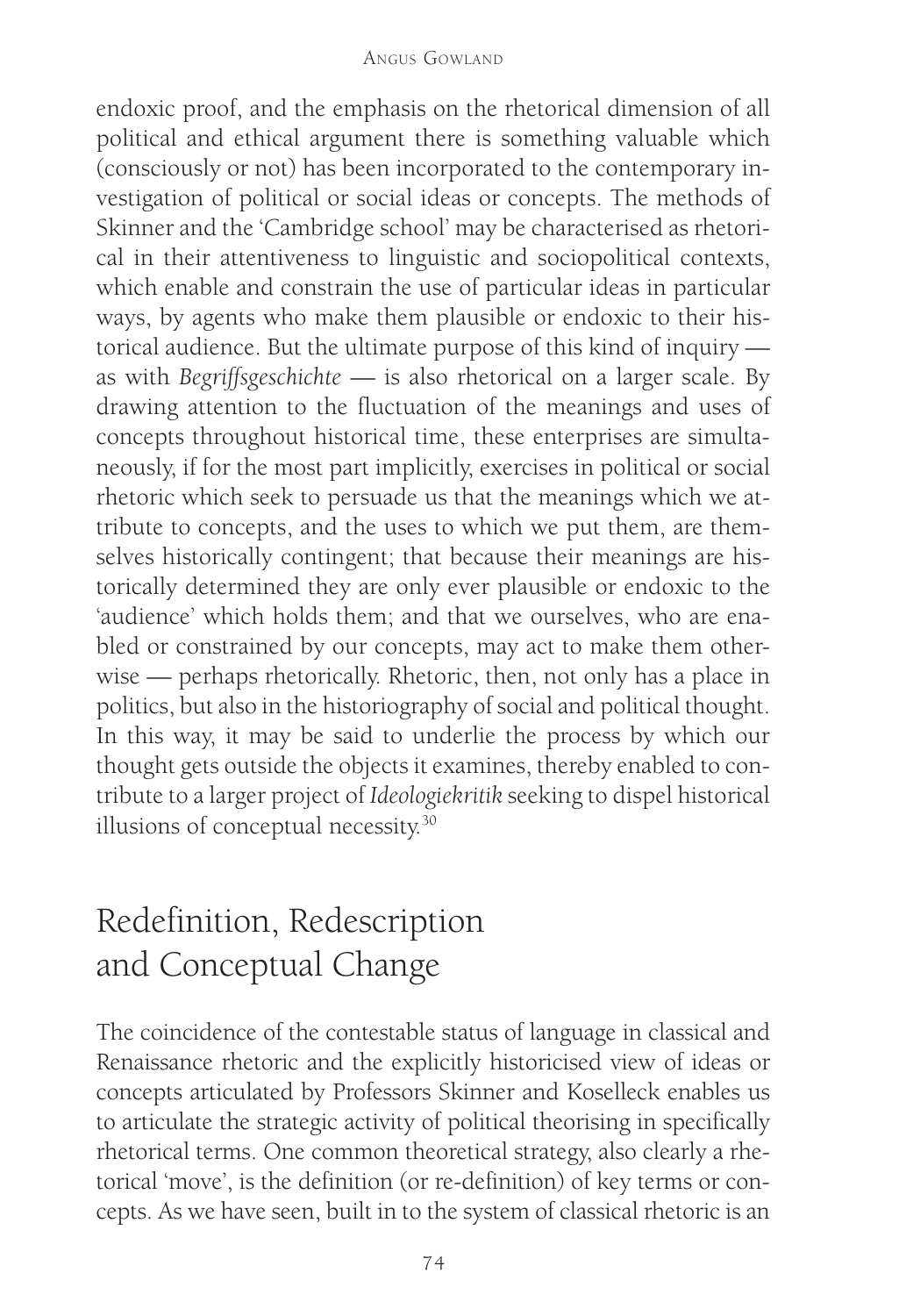endoxic proof, and the emphasis on the rhetorical dimension of all political and ethical argument there is something valuable which (consciously or not) has been incorporated to the contemporary investigation of political or social ideas or concepts. The methods of Skinner and the 'Cambridge school' may be characterised as rhetorical in their attentiveness to linguistic and sociopolitical contexts, which enable and constrain the use of particular ideas in particular ways, by agents who make them plausible or endoxic to their historical audience. But the ultimate purpose of this kind of inquiry — as with *Begriffsgeschichte* — is also rhetorical on a larger scale. By drawing attention to the fluctuation of the meanings and uses of concepts throughout historical time, these enterprises are simultaneously, if for the most part implicitly, exercises in political or social rhetoric which seek to persuade us that the meanings which we attribute to concepts, and the uses to which we put them, are themselves historically contingent; that because their meanings are historically determined they are only ever plausible or endoxic to the 'audience' which holds them; and that we ourselves, who are enabled or constrained by our concepts, may act to make them otherwise — perhaps rhetorically. Rhetoric, then, not only has a place in politics, but also in the historiography of social and political thought. In this way, it may be said to underlie the process by which our thought gets outside the objects it examines, thereby enabled to contribute to a larger project of *Ideologiekritik* seeking to dispel historical illusions of conceptual necessity.[30]

## Redefinition, Redescription and Conceptual Change

The coincidence of the contestable status of language in classical and Renaissance rhetoric and the explicitly historicised view of ideas or concepts articulated by Professors Skinner and Koselleck enables us to articulate the strategic activity of political theorising in specifically rhetorical terms. One common theoretical strategy, also clearly a rhetorical 'move', is the definition (or re-definition) of key terms or concepts. As we have seen, built in to the system of classical rhetoric is an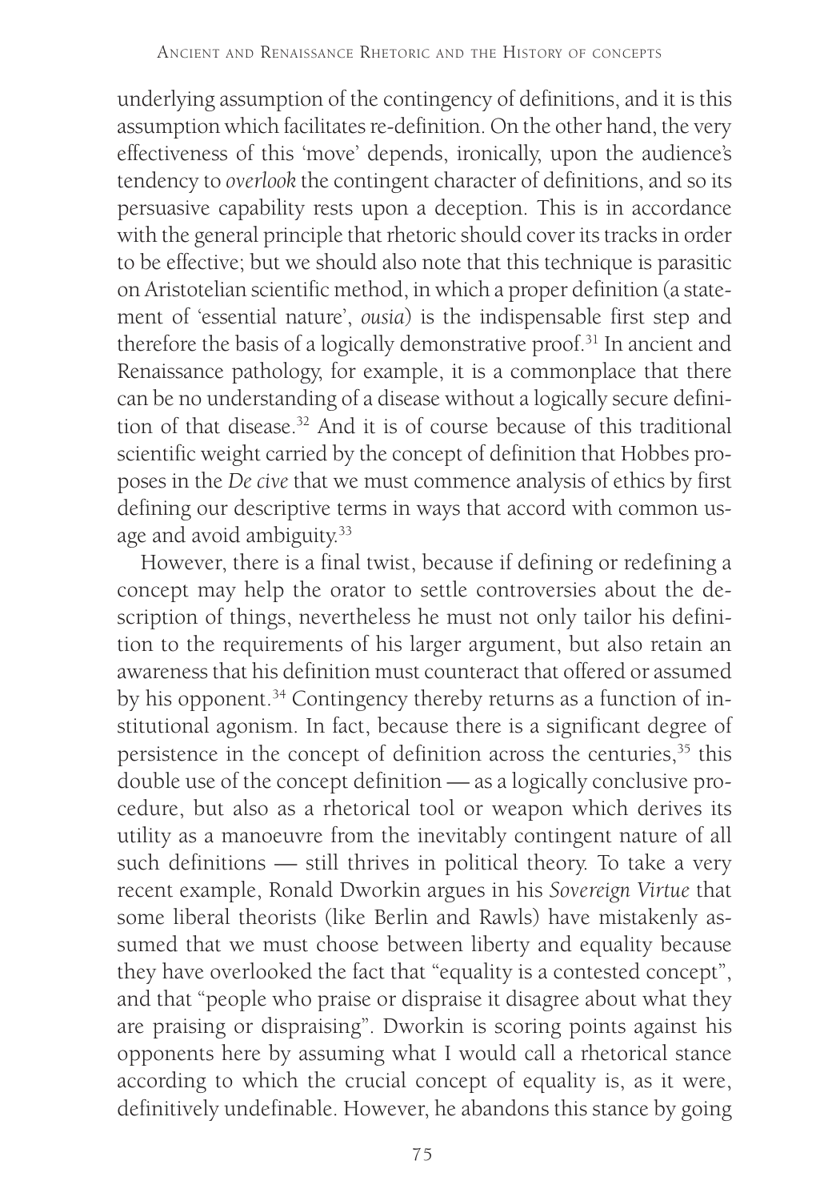underlying assumption of the contingency of definitions, and it is this assumption which facilitates re-definition. On the other hand, the very effectiveness of this 'move' depends, ironically, upon the audience's tendency to *overlook* the contingent character of definitions, and so its persuasive capability rests upon a deception. This is in accordance with the general principle that rhetoric should cover its tracks in order to be effective; but we should also note that this technique is parasitic on Aristotelian scientific method, in which a proper definition (a statement of 'essential nature', *ousia*) is the indispensable first step and therefore the basis of a logically demonstrative proof.[31] In ancient and Renaissance pathology, for example, it is a commonplace that there can be no understanding of a disease without a logically secure definition of that disease.[32] And it is of course because of this traditional scientific weight carried by the concept of definition that Hobbes proposes in the *De cive* that we must commence analysis of ethics by first defining our descriptive terms in ways that accord with common usage and avoid ambiguity.[33]

However, there is a final twist, because if defining or redefining a concept may help the orator to settle controversies about the description of things, nevertheless he must not only tailor his definition to the requirements of his larger argument, but also retain an awareness that his definition must counteract that offered or assumed by his opponent.[34] Contingency thereby returns as a function of institutional agonism. In fact, because there is a significant degree of persistence in the concept of definition across the centuries,[35] this double use of the concept definition — as a logically conclusive procedure, but also as a rhetorical tool or weapon which derives its utility as a manoeuvre from the inevitably contingent nature of all such definitions — still thrives in political theory. To take a very recent example, Ronald Dworkin argues in his *Sovereign Virtue* that some liberal theorists (like Berlin and Rawls) have mistakenly assumed that we must choose between liberty and equality because they have overlooked the fact that "equality is a contested concept", and that "people who praise or dispraise it disagree about what they are praising or dispraising". Dworkin is scoring points against his opponents here by assuming what I would call a rhetorical stance according to which the crucial concept of equality is, as it were, definitively undefinable. However, he abandons this stance by going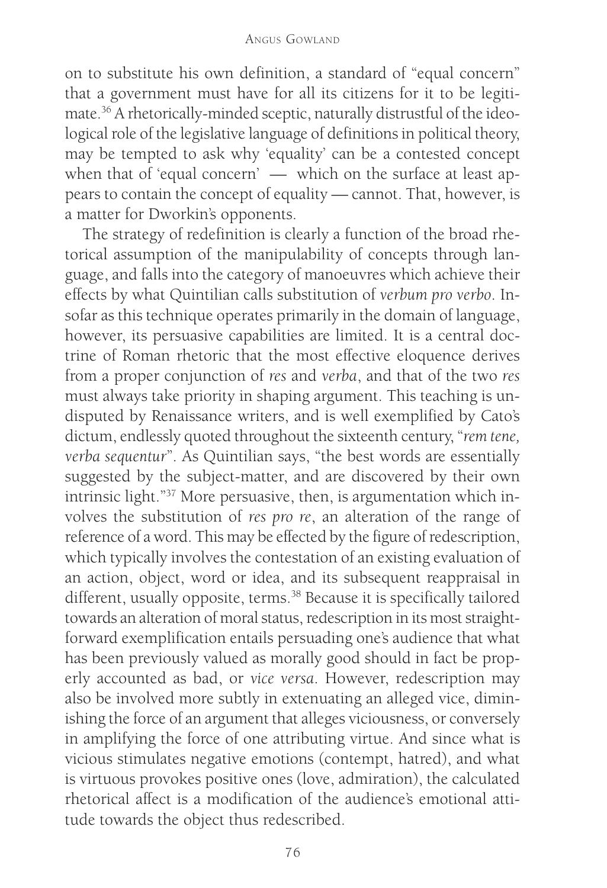on to substitute his own definition, a standard of "equal concern" that a government must have for all its citizens for it to be legitimate.[36] A rhetorically-minded sceptic, naturally distrustful of the ideological role of the legislative language of definitions in political theory, may be tempted to ask why 'equality' can be a contested concept when that of 'equal concern' — which on the surface at least appears to contain the concept of equality — cannot. That, however, is a matter for Dworkin's opponents.

The strategy of redefinition is clearly a function of the broad rhetorical assumption of the manipulability of concepts through language, and falls into the category of manoeuvres which achieve their effects by what Quintilian calls substitution of *verbum pro verbo*. Insofar as this technique operates primarily in the domain of language, however, its persuasive capabilities are limited. It is a central doctrine of Roman rhetoric that the most effective eloquence derives from a proper conjunction of *res* and *verba*, and that of the two *res* must always take priority in shaping argument. This teaching is undisputed by Renaissance writers, and is well exemplified by Cato's dictum, endlessly quoted throughout the sixteenth century, "*rem tene, verba sequentur*". As Quintilian says, "the best words are essentially suggested by the subject-matter, and are discovered by their own intrinsic light."[37] More persuasive, then, is argumentation which involves the substitution of *res pro re*, an alteration of the range of reference of a word. This may be effected by the figure of redescription, which typically involves the contestation of an existing evaluation of an action, object, word or idea, and its subsequent reappraisal in different, usually opposite, terms.[38] Because it is specifically tailored towards an alteration of moral status, redescription in its most straightforward exemplification entails persuading one's audience that what has been previously valued as morally good should in fact be properly accounted as bad, or *vice versa*. However, redescription may also be involved more subtly in extenuating an alleged vice, diminishing the force of an argument that alleges viciousness, or conversely in amplifying the force of one attributing virtue. And since what is vicious stimulates negative emotions (contempt, hatred), and what is virtuous provokes positive ones (love, admiration), the calculated rhetorical affect is a modification of the audience's emotional attitude towards the object thus redescribed.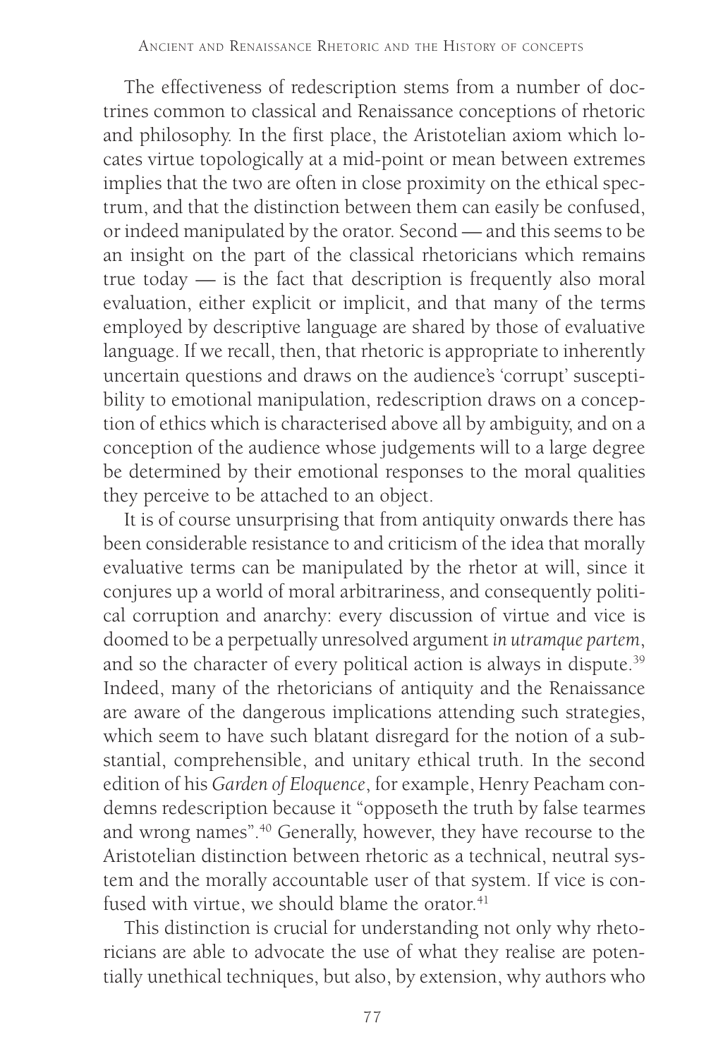The effectiveness of redescription stems from a number of doctrines common to classical and Renaissance conceptions of rhetoric and philosophy. In the first place, the Aristotelian axiom which locates virtue topologically at a mid-point or mean between extremes implies that the two are often in close proximity on the ethical spectrum, and that the distinction between them can easily be confused, or indeed manipulated by the orator. Second — and this seems to be an insight on the part of the classical rhetoricians which remains true today — is the fact that description is frequently also moral evaluation, either explicit or implicit, and that many of the terms employed by descriptive language are shared by those of evaluative language. If we recall, then, that rhetoric is appropriate to inherently uncertain questions and draws on the audience's 'corrupt' susceptibility to emotional manipulation, redescription draws on a conception of ethics which is characterised above all by ambiguity, and on a conception of the audience whose judgements will to a large degree be determined by their emotional responses to the moral qualities they perceive to be attached to an object.

It is of course unsurprising that from antiquity onwards there has been considerable resistance to and criticism of the idea that morally evaluative terms can be manipulated by the rhetor at will, since it conjures up a world of moral arbitrariness, and consequently political corruption and anarchy: every discussion of virtue and vice is doomed to be a perpetually unresolved argument *in utramque partem*, and so the character of every political action is always in dispute.[39] Indeed, many of the rhetoricians of antiquity and the Renaissance are aware of the dangerous implications attending such strategies, which seem to have such blatant disregard for the notion of a substantial, comprehensible, and unitary ethical truth. In the second edition of his *Garden of Eloquence*, for example, Henry Peacham condemns redescription because it "opposeth the truth by false tearmes and wrong names".[40] Generally, however, they have recourse to the Aristotelian distinction between rhetoric as a technical, neutral system and the morally accountable user of that system. If vice is confused with virtue, we should blame the orator.[41]

This distinction is crucial for understanding not only why rhetoricians are able to advocate the use of what they realise are potentially unethical techniques, but also, by extension, why authors who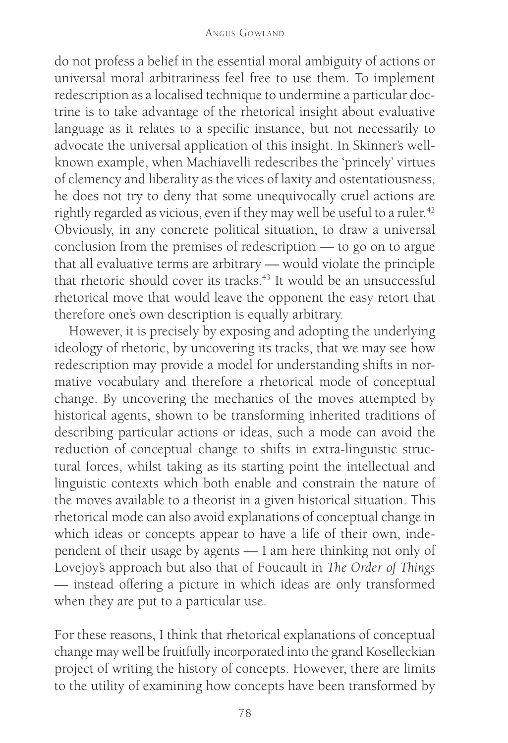do not profess a belief in the essential moral ambiguity of actions or universal moral arbitrariness feel free to use them. To implement redescription as a localised technique to undermine a particular doctrine is to take advantage of the rhetorical insight about evaluative language as it relates to a specific instance, but not necessarily to advocate the universal application of this insight. In Skinner's well-known example, when Machiavelli redescribes the 'princely' virtues of clemency and liberality as the vices of laxity and ostentatiousness, he does not try to deny that some unequivocally cruel actions are rightly regarded as vicious, even if they may well be useful to a ruler.[42] Obviously, in any concrete political situation, to draw a universal conclusion from the premises of redescription — to go on to argue that all evaluative terms are arbitrary — would violate the principle that rhetoric should cover its tracks.[43] It would be an unsuccessful rhetorical move that would leave the opponent the easy retort that therefore one's own description is equally arbitrary.

However, it is precisely by exposing and adopting the underlying ideology of rhetoric, by uncovering its tracks, that we may see how redescription may provide a model for understanding shifts in normative vocabulary and therefore a rhetorical mode of conceptual change. By uncovering the mechanics of the moves attempted by historical agents, shown to be transforming inherited traditions of describing particular actions or ideas, such a mode can avoid the reduction of conceptual change to shifts in extra-linguistic structural forces, whilst taking as its starting point the intellectual and linguistic contexts which both enable and constrain the nature of the moves available to a theorist in a given historical situation. This rhetorical mode can also avoid explanations of conceptual change in which ideas or concepts appear to have a life of their own, independent of their usage by agents — I am here thinking not only of Lovejoy's approach but also that of Foucault in *The Order of Things* — instead offering a picture in which ideas are only transformed when they are put to a particular use.

For these reasons, I think that rhetorical explanations of conceptual change may well be fruitfully incorporated into the grand Koselleckian project of writing the history of concepts. However, there are limits to the utility of examining how concepts have been transformed by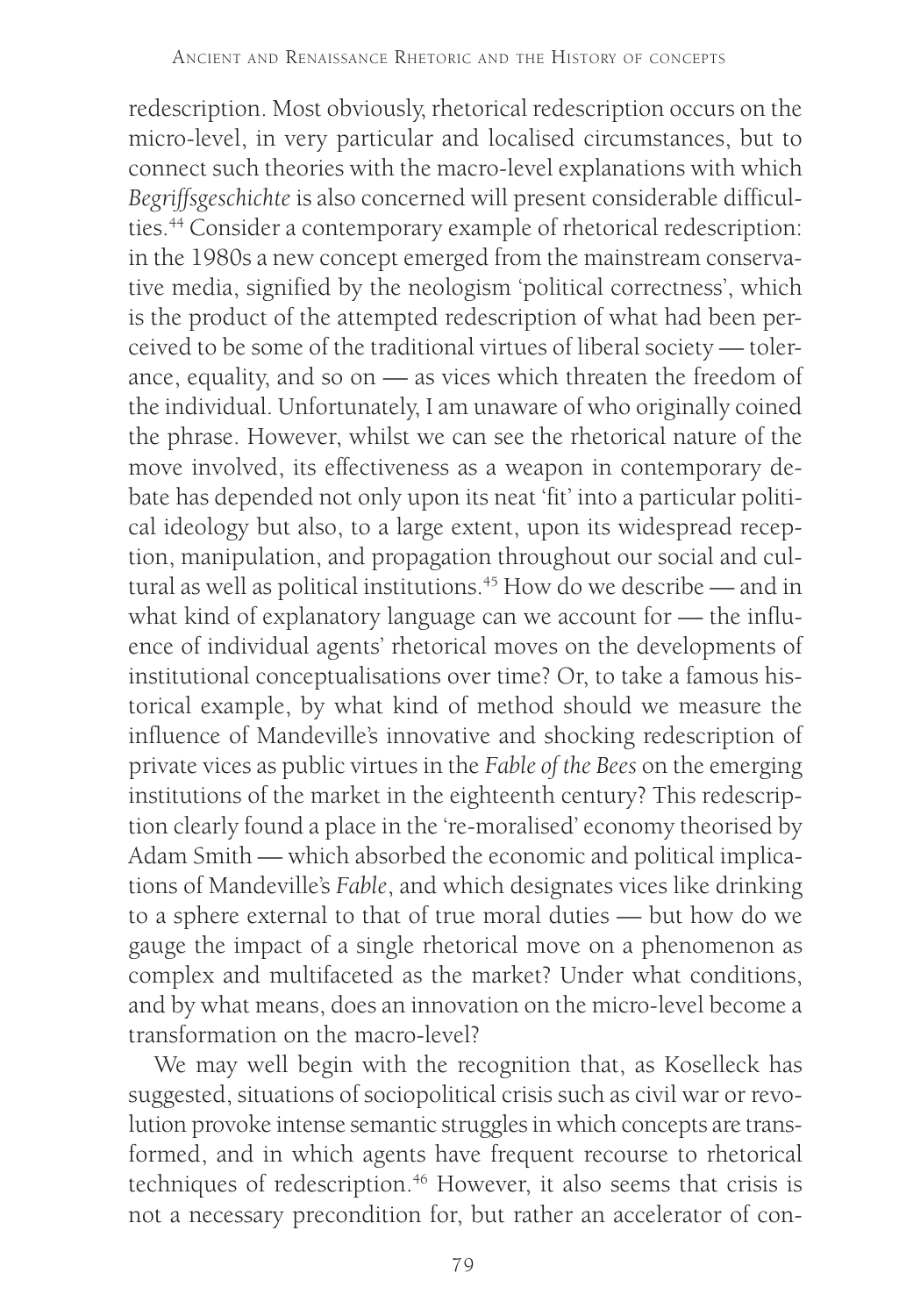redescription. Most obviously, rhetorical redescription occurs on the micro-level, in very particular and localised circumstances, but to connect such theories with the macro-level explanations with which *Begriffsgeschichte* is also concerned will present considerable difficulties.[44] Consider a contemporary example of rhetorical redescription: in the 1980s a new concept emerged from the mainstream conservative media, signified by the neologism 'political correctness', which is the product of the attempted redescription of what had been perceived to be some of the traditional virtues of liberal society — tolerance, equality, and so on — as vices which threaten the freedom of the individual. Unfortunately, I am unaware of who originally coined the phrase. However, whilst we can see the rhetorical nature of the move involved, its effectiveness as a weapon in contemporary debate has depended not only upon its neat 'fit' into a particular political ideology but also, to a large extent, upon its widespread reception, manipulation, and propagation throughout our social and cultural as well as political institutions.[45] How do we describe — and in what kind of explanatory language can we account for — the influence of individual agents' rhetorical moves on the developments of institutional conceptualisations over time? Or, to take a famous historical example, by what kind of method should we measure the influence of Mandeville's innovative and shocking redescription of private vices as public virtues in the *Fable of the Bees* on the emerging institutions of the market in the eighteenth century? This redescription clearly found a place in the 're-moralised' economy theorised by Adam Smith — which absorbed the economic and political implications of Mandeville's *Fable*, and which designates vices like drinking to a sphere external to that of true moral duties — but how do we gauge the impact of a single rhetorical move on a phenomenon as complex and multifaceted as the market? Under what conditions, and by what means, does an innovation on the micro-level become a transformation on the macro-level?

We may well begin with the recognition that, as Koselleck has suggested, situations of sociopolitical crisis such as civil war or revolution provoke intense semantic struggles in which concepts are transformed, and in which agents have frequent recourse to rhetorical techniques of redescription.[46] However, it also seems that crisis is not a necessary precondition for, but rather an accelerator of con-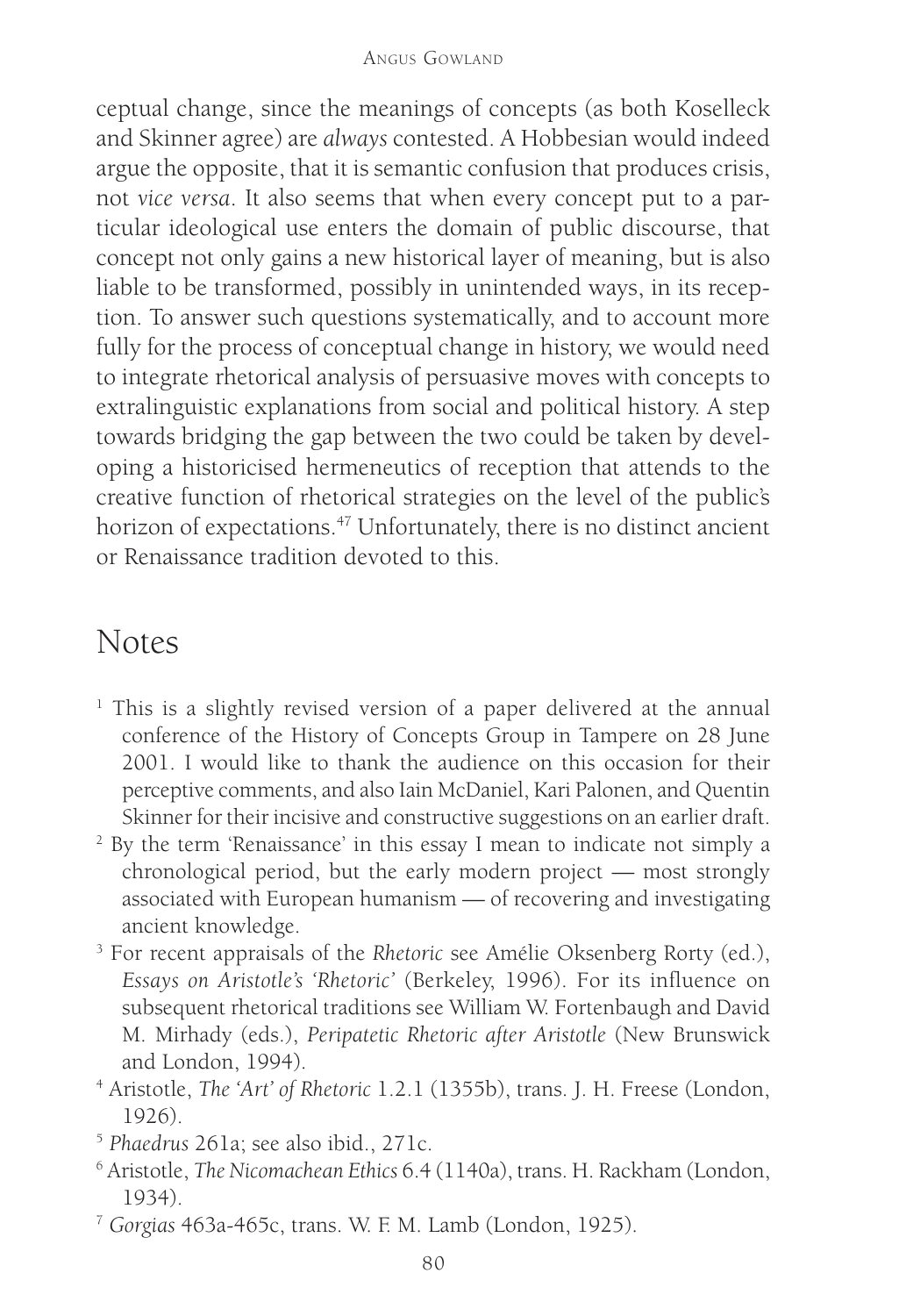ceptual change, since the meanings of concepts (as both Koselleck and Skinner agree) are *always* contested. A Hobbesian would indeed argue the opposite, that it is semantic confusion that produces crisis, not *vice versa*. It also seems that when every concept put to a particular ideological use enters the domain of public discourse, that concept not only gains a new historical layer of meaning, but is also liable to be transformed, possibly in unintended ways, in its reception. To answer such questions systematically, and to account more fully for the process of conceptual change in history, we would need to integrate rhetorical analysis of persuasive moves with concepts to extralinguistic explanations from social and political history. A step towards bridging the gap between the two could be taken by developing a historicised hermeneutics of reception that attends to the creative function of rhetorical strategies on the level of the public's horizon of expectations.[47] Unfortunately, there is no distinct ancient or Renaissance tradition devoted to this.

## Notes

1. This is a slightly revised version of a paper delivered at the annual conference of the History of Concepts Group in Tampere on 28 June 2001. I would like to thank the audience on this occasion for their perceptive comments, and also Iain McDaniel, Kari Palonen, and Quentin Skinner for their incisive and constructive suggestions on an earlier draft.
2. By the term 'Renaissance' in this essay I mean to indicate not simply a chronological period, but the early modern project — most strongly associated with European humanism — of recovering and investigating ancient knowledge.
3. For recent appraisals of the *Rhetoric* see Amélie Oksenberg Rorty (ed.), *Essays on Aristotle's 'Rhetoric'* (Berkeley, 1996). For its influence on subsequent rhetorical traditions see William W. Fortenbaugh and David M. Mirhady (eds.), *Peripatetic Rhetoric after Aristotle* (New Brunswick and London, 1994).
4. Aristotle, *The 'Art' of Rhetoric* 1.2.1 (1355b), trans. J. H. Freese (London, 1926).
5. *Phaedrus* 261a; see also ibid., 271c.
6. Aristotle, *The Nicomachean Ethics* 6.4 (1140a), trans. H. Rackham (London, 1934).
7. *Gorgias* 463a-465c, trans. W. F. M. Lamb (London, 1925).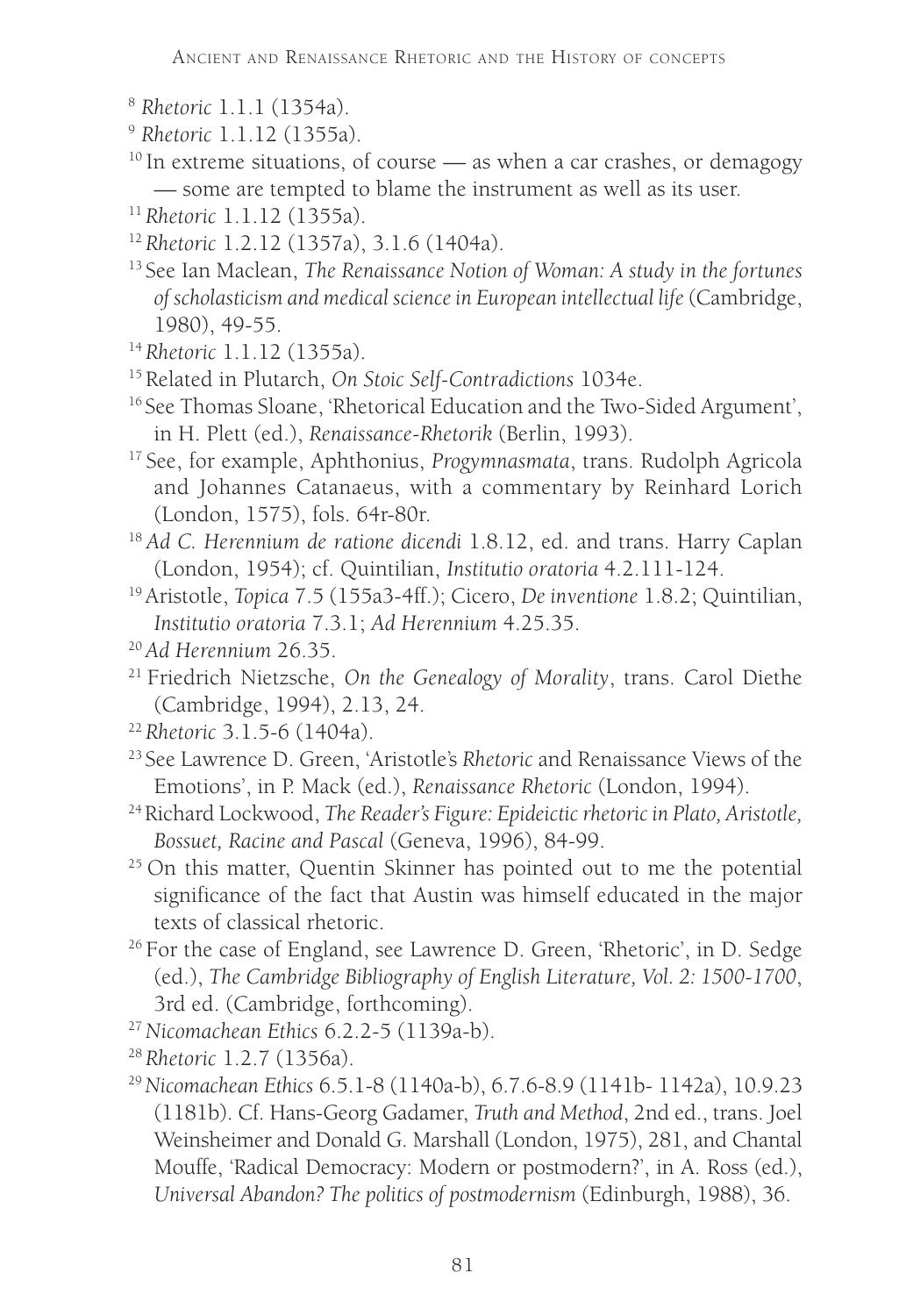[8] *Rhetoric* 1.1.1 (1354a).

[9] *Rhetoric* 1.1.12 (1355a).

[10] In extreme situations, of course — as when a car crashes, or demagogy — some are tempted to blame the instrument as well as its user.

[11] *Rhetoric* 1.1.12 (1355a).

[12] *Rhetoric* 1.2.12 (1357a), 3.1.6 (1404a).

[13] See Ian Maclean, *The Renaissance Notion of Woman: A study in the fortunes of scholasticism and medical science in European intellectual life* (Cambridge, 1980), 49-55.

[14] *Rhetoric* 1.1.12 (1355a).

[15] Related in Plutarch, *On Stoic Self-Contradictions* 1034e.

[16] See Thomas Sloane, 'Rhetorical Education and the Two-Sided Argument', in H. Plett (ed.), *Renaissance-Rhetorik* (Berlin, 1993).

[17] See, for example, Aphthonius, *Progymnasmata*, trans. Rudolph Agricola and Johannes Catanaeus, with a commentary by Reinhard Lorich (London, 1575), fols. 64r-80r.

[18] *Ad C. Herennium de ratione dicendi* 1.8.12, ed. and trans. Harry Caplan (London, 1954); cf. Quintilian, *Institutio oratoria* 4.2.111-124.

[19] Aristotle, *Topica* 7.5 (155a3-4ff.); Cicero, *De inventione* 1.8.2; Quintilian, *Institutio oratoria* 7.3.1; *Ad Herennium* 4.25.35.

[20] *Ad Herennium* 26.35.

[21] Friedrich Nietzsche, *On the Genealogy of Morality*, trans. Carol Diethe (Cambridge, 1994), 2.13, 24.

[22] *Rhetoric* 3.1.5-6 (1404a).

[23] See Lawrence D. Green, 'Aristotle's *Rhetoric* and Renaissance Views of the Emotions', in P. Mack (ed.), *Renaissance Rhetoric* (London, 1994).

[24] Richard Lockwood, *The Reader's Figure: Epideictic rhetoric in Plato, Aristotle, Bossuet, Racine and Pascal* (Geneva, 1996), 84-99.

[25] On this matter, Quentin Skinner has pointed out to me the potential significance of the fact that Austin was himself educated in the major texts of classical rhetoric.

[26] For the case of England, see Lawrence D. Green, 'Rhetoric', in D. Sedge (ed.), *The Cambridge Bibliography of English Literature, Vol. 2: 1500-1700*, 3rd ed. (Cambridge, forthcoming).

[27] *Nicomachean Ethics* 6.2.2-5 (1139a-b).

[28] *Rhetoric* 1.2.7 (1356a).

[29] *Nicomachean Ethics* 6.5.1-8 (1140a-b), 6.7.6-8.9 (1141b- 1142a), 10.9.23 (1181b). Cf. Hans-Georg Gadamer, *Truth and Method*, 2nd ed., trans. Joel Weinsheimer and Donald G. Marshall (London, 1975), 281, and Chantal Mouffe, 'Radical Democracy: Modern or postmodern?', in A. Ross (ed.), *Universal Abandon? The politics of postmodernism* (Edinburgh, 1988), 36.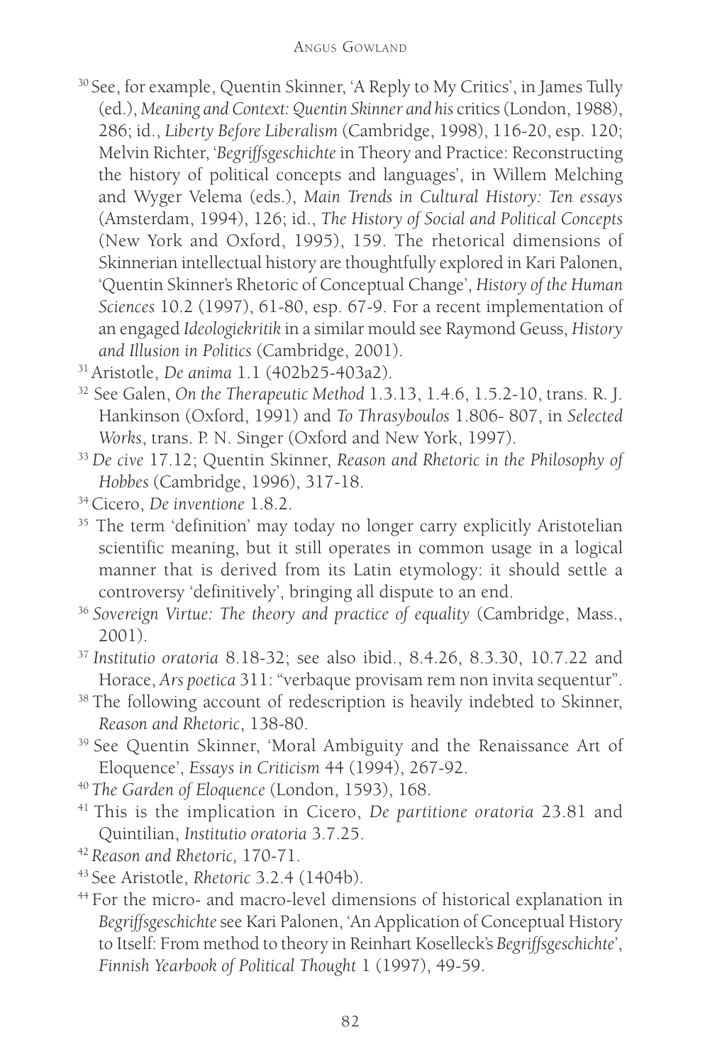[30] See, for example, Quentin Skinner, 'A Reply to My Critics', in James Tully (ed.), *Meaning and Context: Quentin Skinner and his* critics (London, 1988), 286; id., *Liberty Before Liberalism* (Cambridge, 1998), 116-20, esp. 120; Melvin Richter, '*Begriffsgeschichte* in Theory and Practice: Reconstructing the history of political concepts and languages', in Willem Melching and Wyger Velema (eds.), *Main Trends in Cultural History: Ten essays* (Amsterdam, 1994), 126; id., *The History of Social and Political Concepts* (New York and Oxford, 1995), 159. The rhetorical dimensions of Skinnerian intellectual history are thoughtfully explored in Kari Palonen, 'Quentin Skinner's Rhetoric of Conceptual Change', *History of the Human Sciences* 10.2 (1997), 61-80, esp. 67-9. For a recent implementation of an engaged *Ideologiekritik* in a similar mould see Raymond Geuss, *History and Illusion in Politics* (Cambridge, 2001).

[31] Aristotle, *De anima* 1.1 (402b25-403a2).

[32] See Galen, *On the Therapeutic Method* 1.3.13, 1.4.6, 1.5.2-10, trans. R. J. Hankinson (Oxford, 1991) and *To Thrasyboulos* 1.806- 807, in *Selected Works*, trans. P. N. Singer (Oxford and New York, 1997).

[33] *De cive* 17.12; Quentin Skinner, *Reason and Rhetoric in the Philosophy of Hobbes* (Cambridge, 1996), 317-18.

[34] Cicero, *De inventione* 1.8.2.

[35] The term 'definition' may today no longer carry explicitly Aristotelian scientific meaning, but it still operates in common usage in a logical manner that is derived from its Latin etymology: it should settle a controversy 'definitively', bringing all dispute to an end.

[36] *Sovereign Virtue: The theory and practice of equality* (Cambridge, Mass., 2001).

[37] *Institutio oratoria* 8.18-32; see also ibid., 8.4.26, 8.3.30, 10.7.22 and Horace, *Ars poetica* 311: "verbaque provisam rem non invita sequentur".

[38] The following account of redescription is heavily indebted to Skinner, *Reason and Rhetoric*, 138-80.

[39] See Quentin Skinner, 'Moral Ambiguity and the Renaissance Art of Eloquence', *Essays in Criticism* 44 (1994), 267-92.

[40] *The Garden of Eloquence* (London, 1593), 168.

[41] This is the implication in Cicero, *De partitione oratoria* 23.81 and Quintilian, *Institutio oratoria* 3.7.25.

[42] *Reason and Rhetoric,* 170-71.

[43] See Aristotle, *Rhetoric* 3.2.4 (1404b).

[44] For the micro- and macro-level dimensions of historical explanation in *Begriffsgeschichte* see Kari Palonen, 'An Application of Conceptual History to Itself: From method to theory in Reinhart Koselleck's *Begriffsgeschichte*', *Finnish Yearbook of Political Thought* 1 (1997), 49-59.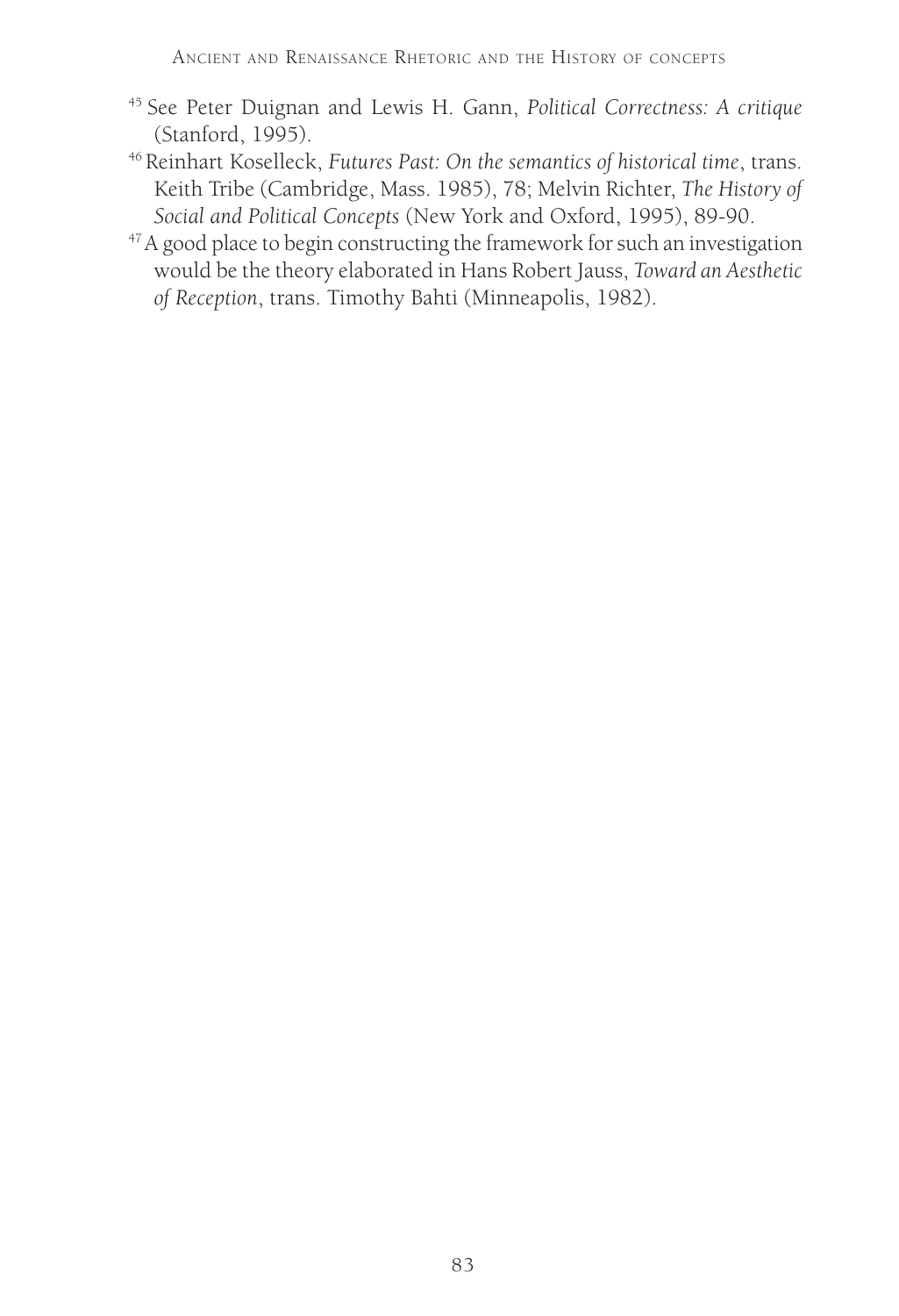[45] See Peter Duignan and Lewis H. Gann, *Political Correctness: A critique* (Stanford, 1995).

[46] Reinhart Koselleck, *Futures Past: On the semantics of historical time*, trans. Keith Tribe (Cambridge, Mass. 1985), 78; Melvin Richter, *The History of Social and Political Concepts* (New York and Oxford, 1995), 89-90.

[47] A good place to begin constructing the framework for such an investigation would be the theory elaborated in Hans Robert Jauss, *Toward an Aesthetic of Reception*, trans. Timothy Bahti (Minneapolis, 1982).